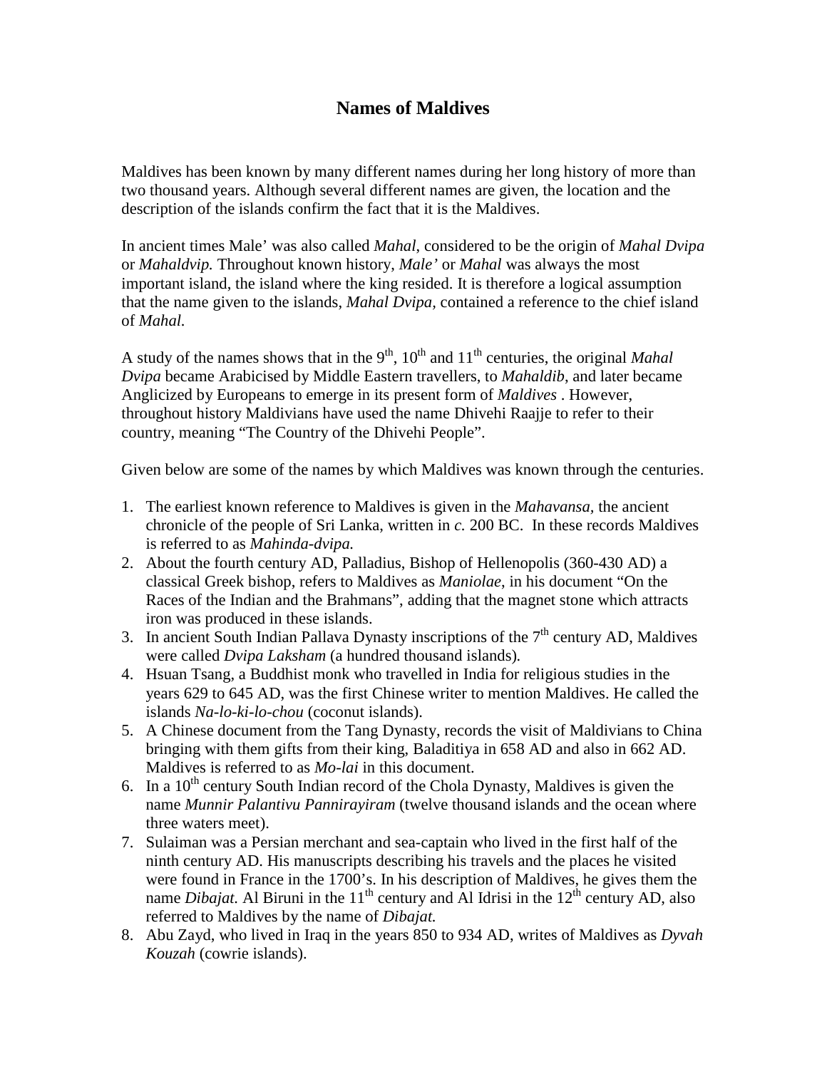# Names of Maldives

Maldives has been known by many different names during her long history of more than two thousand years. Although several different names are given, the location and the description of the islands confirm the fact that it is the Maldives.

In ancient times Male' was also called *Mahal*, considered to be the origin of *Mahal Dvipa* or *Mahaldvip.* Throughout known history, *Male'* or *Mahal* was always the most important island, the island where the king resided. It is therefore a logical assumption that the name given to the islands, *Mahal Dvipa,* contained a reference to the chief island of *Mahal.*

A study of the names shows that in the 9th, 10th and 11th centuries, the original *Mahal Dvipa* became Arabicised by Middle Eastern travellers, to *Mahaldib*, and later became Anglicized by Europeans to emerge in its present form of *Maldives* . However, throughout history Maldivians have used the name Dhivehi Raajje to refer to their country, meaning "The Country of the Dhivehi People".

Given below are some of the names by which Maldives was known through the centuries.

1. The earliest known reference to Maldives is given in the *Mahavansa*, the ancient chronicle of the people of Sri Lanka, written in *c.* 200 BC. In these records Maldives is referred to as *Mahinda-dvipa.*
2. About the fourth century AD, Palladius, Bishop of Hellenopolis (360-430 AD) a classical Greek bishop, refers to Maldives as *Maniolae*, in his document "On the Races of the Indian and the Brahmans", adding that the magnet stone which attracts iron was produced in these islands.
3. In ancient South Indian Pallava Dynasty inscriptions of the 7th century AD, Maldives were called *Dvipa Laksham* (a hundred thousand islands).
4. Hsuan Tsang, a Buddhist monk who travelled in India for religious studies in the years 629 to 645 AD, was the first Chinese writer to mention Maldives. He called the islands *Na-lo-ki-lo-chou* (coconut islands).
5. A Chinese document from the Tang Dynasty, records the visit of Maldivians to China bringing with them gifts from their king, Baladitiya in 658 AD and also in 662 AD. Maldives is referred to as *Mo-lai* in this document.
6. In a 10th century South Indian record of the Chola Dynasty, Maldives is given the name *Munnir Palantivu Pannirayiram* (twelve thousand islands and the ocean where three waters meet).
7. Sulaiman was a Persian merchant and sea-captain who lived in the first half of the ninth century AD. His manuscripts describing his travels and the places he visited were found in France in the 1700's. In his description of Maldives, he gives them the name *Dibajat.* Al Biruni in the 11th century and Al Idrisi in the 12th century AD, also referred to Maldives by the name of *Dibajat.*
8. Abu Zayd, who lived in Iraq in the years 850 to 934 AD, writes of Maldives as *Dyvah Kouzah* (cowrie islands).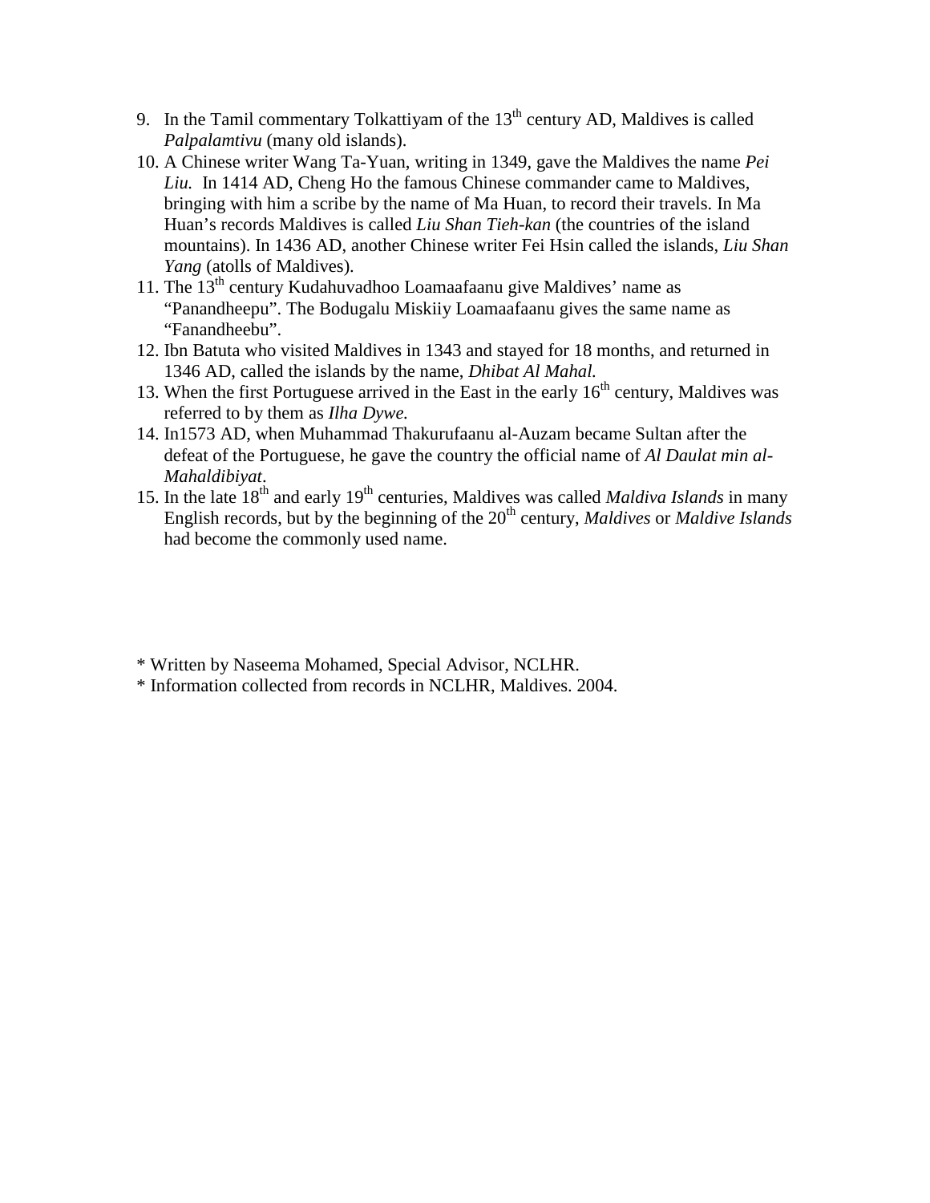9. In the Tamil commentary Tolkattiyam of the 13th century AD, Maldives is called *Palpalamtivu* (many old islands).
10. A Chinese writer Wang Ta-Yuan, writing in 1349, gave the Maldives the name *Pei Liu.* In 1414 AD, Cheng Ho the famous Chinese commander came to Maldives, bringing with him a scribe by the name of Ma Huan, to record their travels. In Ma Huan's records Maldives is called *Liu Shan Tieh-kan* (the countries of the island mountains). In 1436 AD, another Chinese writer Fei Hsin called the islands, *Liu Shan Yang* (atolls of Maldives).
11. The 13th century Kudahuvadhoo Loamaafaanu give Maldives' name as "Panandheepu". The Bodugalu Miskiiy Loamaafaanu gives the same name as "Fanandheebu".
12. Ibn Batuta who visited Maldives in 1343 and stayed for 18 months, and returned in 1346 AD, called the islands by the name, *Dhibat Al Mahal.*
13. When the first Portuguese arrived in the East in the early 16th century, Maldives was referred to by them as *Ilha Dywe.*
14. In1573 AD, when Muhammad Thakurufaanu al-Auzam became Sultan after the defeat of the Portuguese, he gave the country the official name of *Al Daulat min al-Mahaldibiyat*.
15. In the late 18th and early 19th centuries, Maldives was called *Maldiva Islands* in many English records, but by the beginning of the 20th century, *Maldives* or *Maldive Islands* had become the commonly used name.

\* Written by Naseema Mohamed, Special Advisor, NCLHR.

\* Information collected from records in NCLHR, Maldives. 2004.